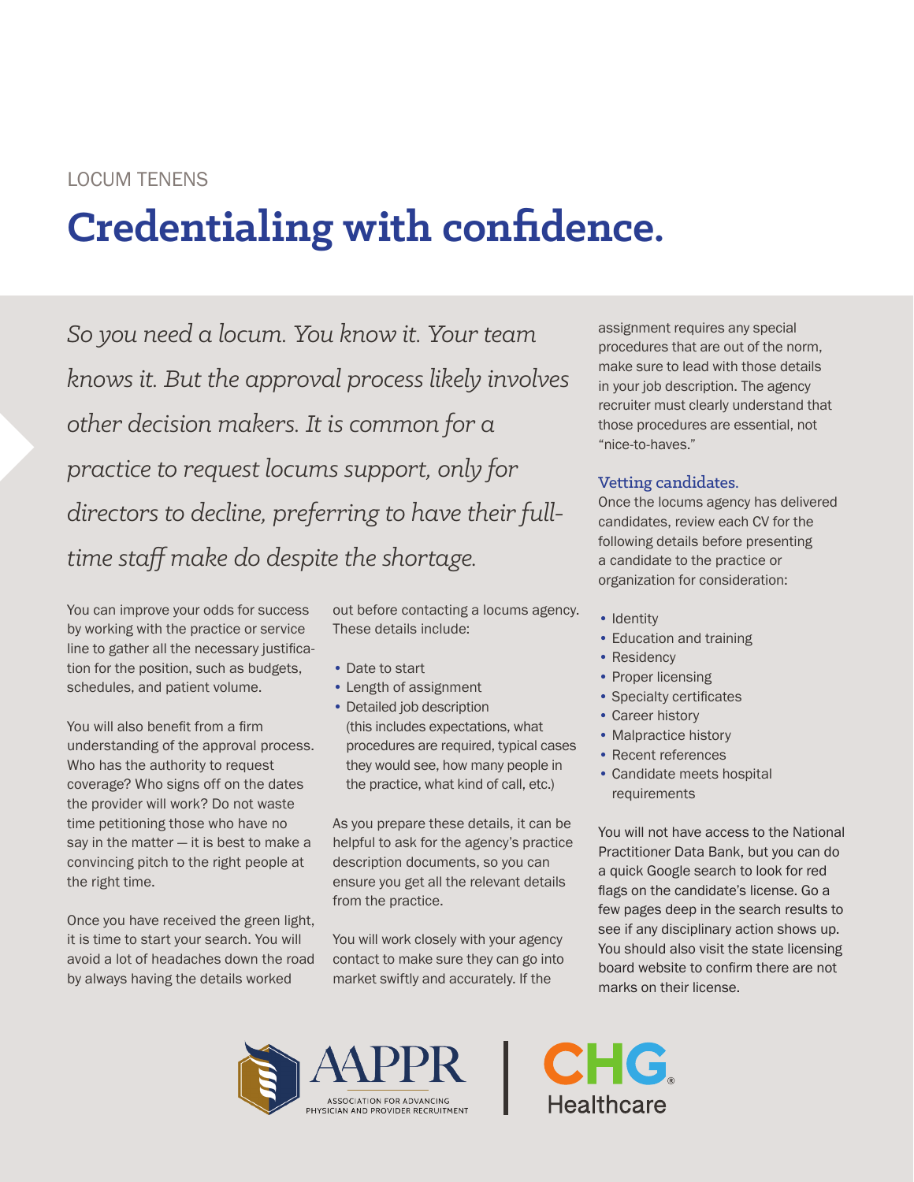LOCUM TENENS

# Credentialing with confidence.

*So you need a locum. You know it. Your team knows it. But the approval process likely involves other decision makers. It is common for a practice to request locums support, only for directors to decline, preferring to have their full-time staff make do despite the shortage.*

You can improve your odds for success by working with the practice or service line to gather all the necessary justification for the position, such as budgets, schedules, and patient volume.

You will also benefit from a firm understanding of the approval process. Who has the authority to request coverage? Who signs off on the dates the provider will work? Do not waste time petitioning those who have no say in the matter — it is best to make a convincing pitch to the right people at the right time.

Once you have received the green light, it is time to start your search. You will avoid a lot of headaches down the road by always having the details worked out before contacting a locums agency. These details include:

- Date to start
- Length of assignment
- Detailed job description (this includes expectations, what procedures are required, typical cases they would see, how many people in the practice, what kind of call, etc.)

As you prepare these details, it can be helpful to ask for the agency's practice description documents, so you can ensure you get all the relevant details from the practice.

You will work closely with your agency contact to make sure they can go into market swiftly and accurately. If the assignment requires any special procedures that are out of the norm, make sure to lead with those details in your job description. The agency recruiter must clearly understand that those procedures are essential, not "nice-to-haves."

### Vetting candidates.

Once the locums agency has delivered candidates, review each CV for the following details before presenting a candidate to the practice or organization for consideration:

- Identity
- Education and training
- Residency
- Proper licensing
- Specialty certificates
- Career history
- Malpractice history
- Recent references
- Candidate meets hospital requirements

You will not have access to the National Practitioner Data Bank, but you can do a quick Google search to look for red flags on the candidate's license. Go a few pages deep in the search results to see if any disciplinary action shows up. You should also visit the state licensing board website to confirm there are not marks on their license.

AAPPR ASSOCIATION FOR ADVANCING PHYSICIAN AND PROVIDER RECRUITMENT | CHG Healthcare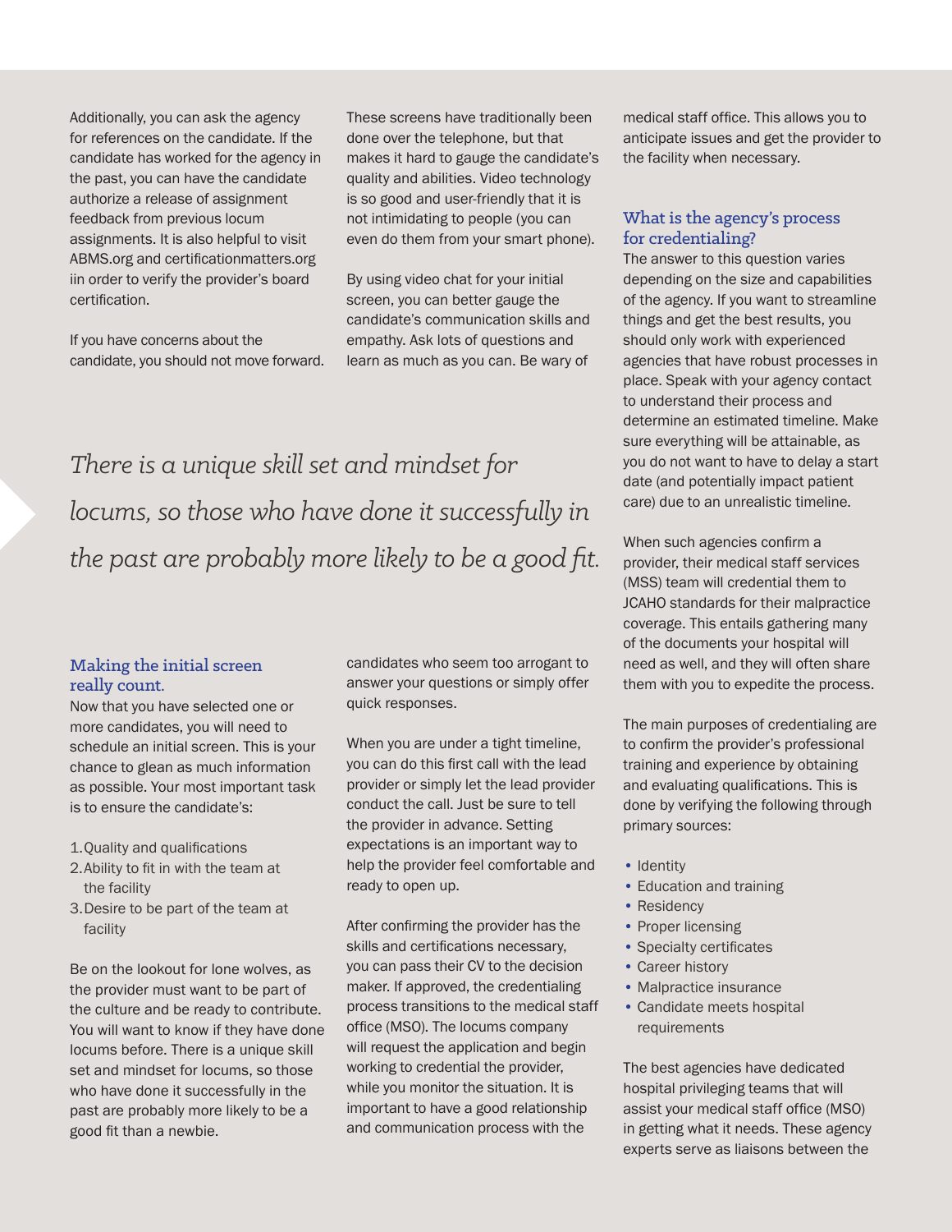Additionally, you can ask the agency for references on the candidate. If the candidate has worked for the agency in the past, you can have the candidate authorize a release of assignment feedback from previous locum assignments. It is also helpful to visit ABMS.org and certificationmatters.org iin order to verify the provider's board certification.

If you have concerns about the candidate, you should not move forward.

These screens have traditionally been done over the telephone, but that makes it hard to gauge the candidate's quality and abilities. Video technology is so good and user-friendly that it is not intimidating to people (you can even do them from your smart phone).

By using video chat for your initial screen, you can better gauge the candidate's communication skills and empathy. Ask lots of questions and learn as much as you can. Be wary of candidates who seem too arrogant to answer your questions or simply offer quick responses.

When you are under a tight timeline, you can do this first call with the lead provider or simply let the lead provider conduct the call. Just be sure to tell the provider in advance. Setting expectations is an important way to help the provider feel comfortable and ready to open up.

After confirming the provider has the skills and certifications necessary, you can pass their CV to the decision maker. If approved, the credentialing process transitions to the medical staff office (MSO). The locums company will request the application and begin working to credential the provider, while you monitor the situation. It is important to have a good relationship and communication process with the medical staff office. This allows you to anticipate issues and get the provider to the facility when necessary.

*There is a unique skill set and mindset for locums, so those who have done it successfully in the past are probably more likely to be a good fit.*

## Making the initial screen really count.

Now that you have selected one or more candidates, you will need to schedule an initial screen. This is your chance to glean as much information as possible. Your most important task is to ensure the candidate's:

1. Quality and qualifications
2. Ability to fit in with the team at the facility
3. Desire to be part of the team at facility

Be on the lookout for lone wolves, as the provider must want to be part of the culture and be ready to contribute. You will want to know if they have done locums before. There is a unique skill set and mindset for locums, so those who have done it successfully in the past are probably more likely to be a good fit than a newbie.

## What is the agency's process for credentialing?

The answer to this question varies depending on the size and capabilities of the agency. If you want to streamline things and get the best results, you should only work with experienced agencies that have robust processes in place. Speak with your agency contact to understand their process and determine an estimated timeline. Make sure everything will be attainable, as you do not want to have to delay a start date (and potentially impact patient care) due to an unrealistic timeline.

When such agencies confirm a provider, their medical staff services (MSS) team will credential them to JCAHO standards for their malpractice coverage. This entails gathering many of the documents your hospital will need as well, and they will often share them with you to expedite the process.

The main purposes of credentialing are to confirm the provider's professional training and experience by obtaining and evaluating qualifications. This is done by verifying the following through primary sources:

- Identity
- Education and training
- Residency
- Proper licensing
- Specialty certificates
- Career history
- Malpractice insurance
- Candidate meets hospital requirements

The best agencies have dedicated hospital privileging teams that will assist your medical staff office (MSO) in getting what it needs. These agency experts serve as liaisons between the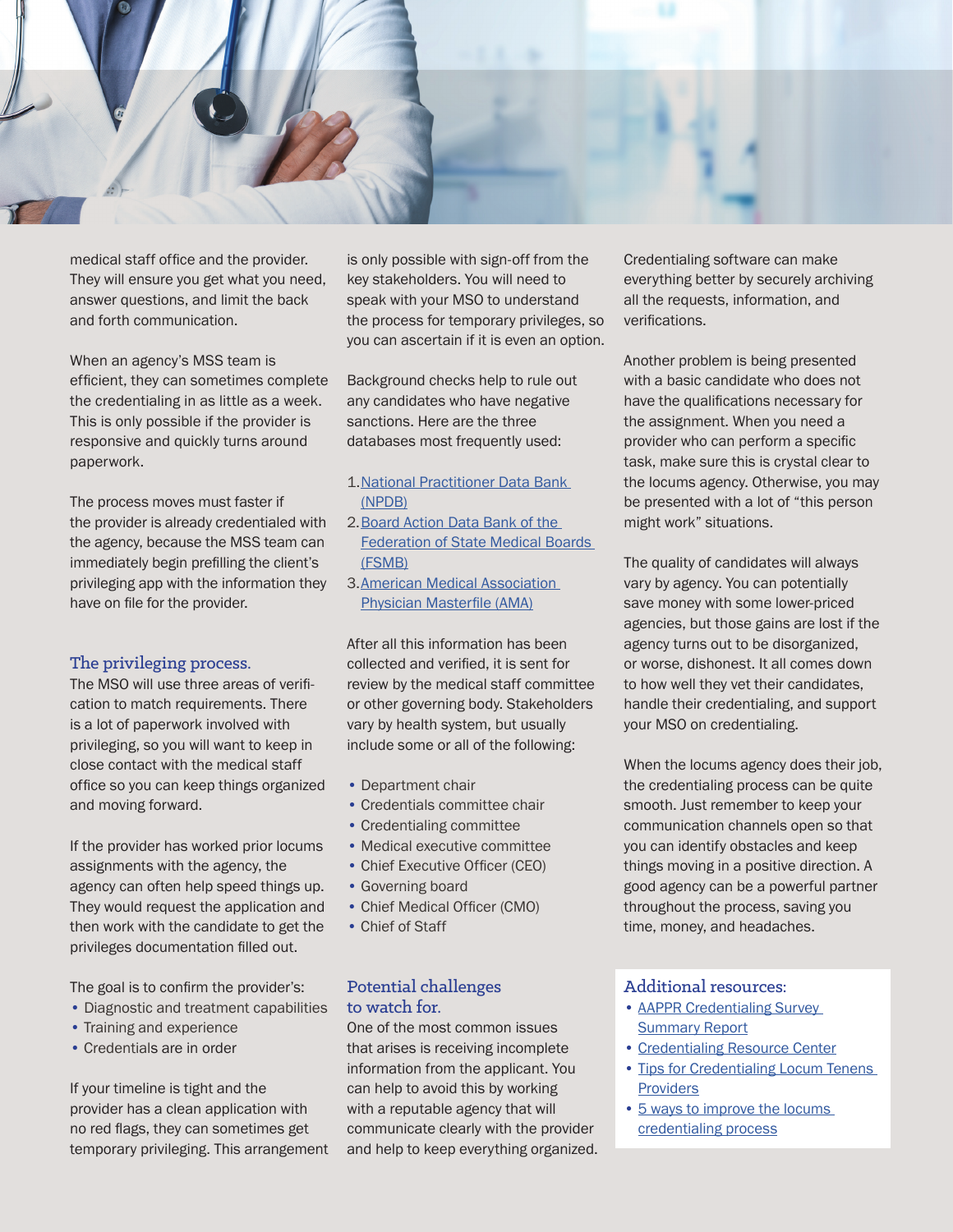medical staff office and the provider. They will ensure you get what you need, answer questions, and limit the back and forth communication.

When an agency's MSS team is efficient, they can sometimes complete the credentialing in as little as a week. This is only possible if the provider is responsive and quickly turns around paperwork.

The process moves must faster if the provider is already credentialed with the agency, because the MSS team can immediately begin prefilling the client's privileging app with the information they have on file for the provider.

## The privileging process.

The MSO will use three areas of verification to match requirements. There is a lot of paperwork involved with privileging, so you will want to keep in close contact with the medical staff office so you can keep things organized and moving forward.

If the provider has worked prior locums assignments with the agency, the agency can often help speed things up. They would request the application and then work with the candidate to get the privileges documentation filled out.

The goal is to confirm the provider's:

- Diagnostic and treatment capabilities
- Training and experience
- Credentials are in order

If your timeline is tight and the provider has a clean application with no red flags, they can sometimes get temporary privileging. This arrangement is only possible with sign-off from the key stakeholders. You will need to speak with your MSO to understand the process for temporary privileges, so you can ascertain if it is even an option.

Background checks help to rule out any candidates who have negative sanctions. Here are the three databases most frequently used:

1. National Practitioner Data Bank (NPDB)
2. Board Action Data Bank of the Federation of State Medical Boards (FSMB)
3. American Medical Association Physician Masterfile (AMA)

After all this information has been collected and verified, it is sent for review by the medical staff committee or other governing body. Stakeholders vary by health system, but usually include some or all of the following:

- Department chair
- Credentials committee chair
- Credentialing committee
- Medical executive committee
- Chief Executive Officer (CEO)
- Governing board
- Chief Medical Officer (CMO)
- Chief of Staff

## Potential challenges to watch for.

One of the most common issues that arises is receiving incomplete information from the applicant. You can help to avoid this by working with a reputable agency that will communicate clearly with the provider and help to keep everything organized. Credentialing software can make everything better by securely archiving all the requests, information, and verifications.

Another problem is being presented with a basic candidate who does not have the qualifications necessary for the assignment. When you need a provider who can perform a specific task, make sure this is crystal clear to the locums agency. Otherwise, you may be presented with a lot of "this person might work" situations.

The quality of candidates will always vary by agency. You can potentially save money with some lower-priced agencies, but those gains are lost if the agency turns out to be disorganized, or worse, dishonest. It all comes down to how well they vet their candidates, handle their credentialing, and support your MSO on credentialing.

When the locums agency does their job, the credentialing process can be quite smooth. Just remember to keep your communication channels open so that you can identify obstacles and keep things moving in a positive direction. A good agency can be a powerful partner throughout the process, saving you time, money, and headaches.

## Additional resources:

- AAPPR Credentialing Survey Summary Report
- Credentialing Resource Center
- Tips for Credentialing Locum Tenens Providers
- 5 ways to improve the locums credentialing process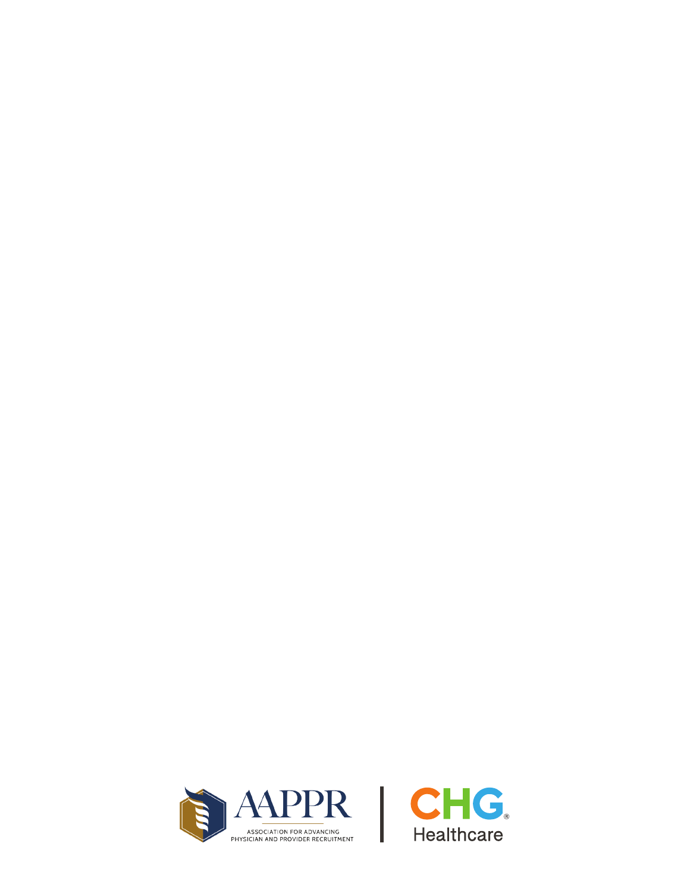AAPPR

ASSOCIATION FOR ADVANCING PHYSICIAN AND PROVIDER RECRUITMENT

CHG® Healthcare